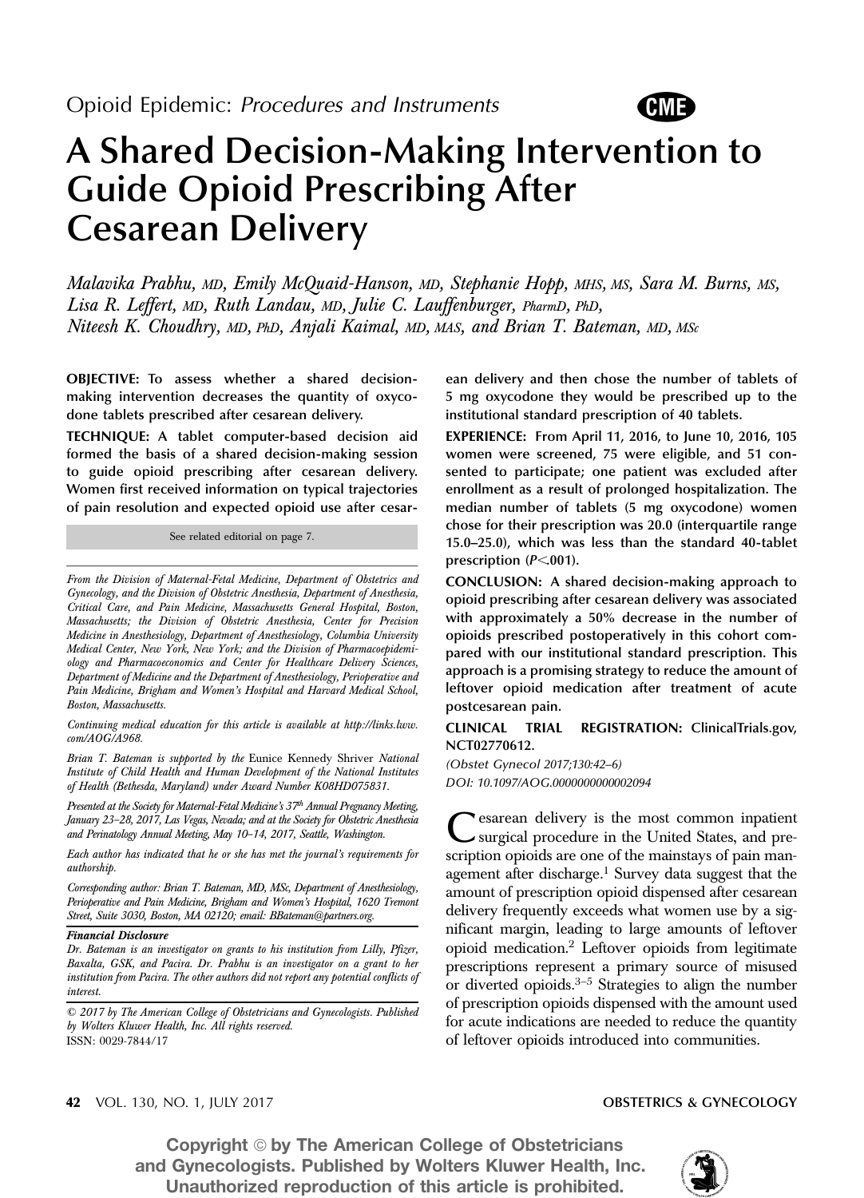Opioid Epidemic: *Procedures and Instruments*

# A Shared Decision-Making Intervention to Guide Opioid Prescribing After Cesarean Delivery

*Malavika Prabhu, MD, Emily McQuaid-Hanson, MD, Stephanie Hopp, MHS, MS, Sara M. Burns, MS, Lisa R. Leffert, MD, Ruth Landau, MD, Julie C. Lauffenburger, PharmD, PhD, Niteesh K. Choudhry, MD, PhD, Anjali Kaimal, MD, MAS, and Brian T. Bateman, MD, MSc*

**OBJECTIVE:** To assess whether a shared decision-making intervention decreases the quantity of oxycodone tablets prescribed after cesarean delivery.

**TECHNIQUE:** A tablet computer-based decision aid formed the basis of a shared decision-making session to guide opioid prescribing after cesarean delivery. Women first received information on typical trajectories of pain resolution and expected opioid use after cesarean delivery and then chose the number of tablets of 5 mg oxycodone they would be prescribed up to the institutional standard prescription of 40 tablets.

**EXPERIENCE:** From April 11, 2016, to June 10, 2016, 105 women were screened, 75 were eligible, and 51 consented to participate; one patient was excluded after enrollment as a result of prolonged hospitalization. The median number of tablets (5 mg oxycodone) women chose for their prescription was 20.0 (interquartile range 15.0–25.0), which was less than the standard 40-tablet prescription ($P<.001$).

**CONCLUSION:** A shared decision-making approach to opioid prescribing after cesarean delivery was associated with approximately a 50% decrease in the number of opioids prescribed postoperatively in this cohort compared with our institutional standard prescription. This approach is a promising strategy to reduce the amount of leftover opioid medication after treatment of acute postcesarean pain.

**CLINICAL TRIAL REGISTRATION:** ClinicalTrials.gov, NCT02770612.

*(Obstet Gynecol 2017;130:42–6)*
*DOI: 10.1097/AOG.0000000000002094*

See related editorial on page 7.

*From the Division of Maternal-Fetal Medicine, Department of Obstetrics and Gynecology, and the Division of Obstetric Anesthesia, Department of Anesthesia, Critical Care, and Pain Medicine, Massachusetts General Hospital, Boston, Massachusetts; the Division of Obstetric Anesthesia, Center for Precision Medicine in Anesthesiology, Department of Anesthesiology, Columbia University Medical Center, New York, New York; and the Division of Pharmacoepidemiology and Pharmacoeconomics and Center for Healthcare Delivery Sciences, Department of Medicine and the Department of Anesthesiology, Perioperative and Pain Medicine, Brigham and Women's Hospital and Harvard Medical School, Boston, Massachusetts.*

*Continuing medical education for this article is available at http://links.lww.com/AOG/A968.*

*Brian T. Bateman is supported by the* Eunice Kennedy Shriver *National Institute of Child Health and Human Development of the National Institutes of Health (Bethesda, Maryland) under Award Number K08HD075831.*

*Presented at the Society for Maternal-Fetal Medicine's 37th Annual Pregnancy Meeting, January 23–28, 2017, Las Vegas, Nevada; and at the Society for Obstetric Anesthesia and Perinatology Annual Meeting, May 10–14, 2017, Seattle, Washington.*

*Each author has indicated that he or she has met the journal's requirements for authorship.*

*Corresponding author: Brian T. Bateman, MD, MSc, Department of Anesthesiology, Perioperative and Pain Medicine, Brigham and Women's Hospital, 1620 Tremont Street, Suite 3030, Boston, MA 02120; email: BBateman@partners.org.*

***Financial Disclosure***
*Dr. Bateman is an investigator on grants to his institution from Lilly, Pfizer, Baxalta, GSK, and Pacira. Dr. Prabhu is an investigator on a grant to her institution from Pacira. The other authors did not report any potential conflicts of interest.*

© *2017 by The American College of Obstetricians and Gynecologists. Published by Wolters Kluwer Health, Inc. All rights reserved.*
ISSN: 0029-7844/17

Cesarean delivery is the most common inpatient surgical procedure in the United States, and prescription opioids are one of the mainstays of pain management after discharge.[1] Survey data suggest that the amount of prescription opioid dispensed after cesarean delivery frequently exceeds what women use by a significant margin, leading to large amounts of leftover opioid medication.[2] Leftover opioids from legitimate prescriptions represent a primary source of misused or diverted opioids.[3–5] Strategies to align the number of prescription opioids dispensed with the amount used for acute indications are needed to reduce the quantity of leftover opioids introduced into communities.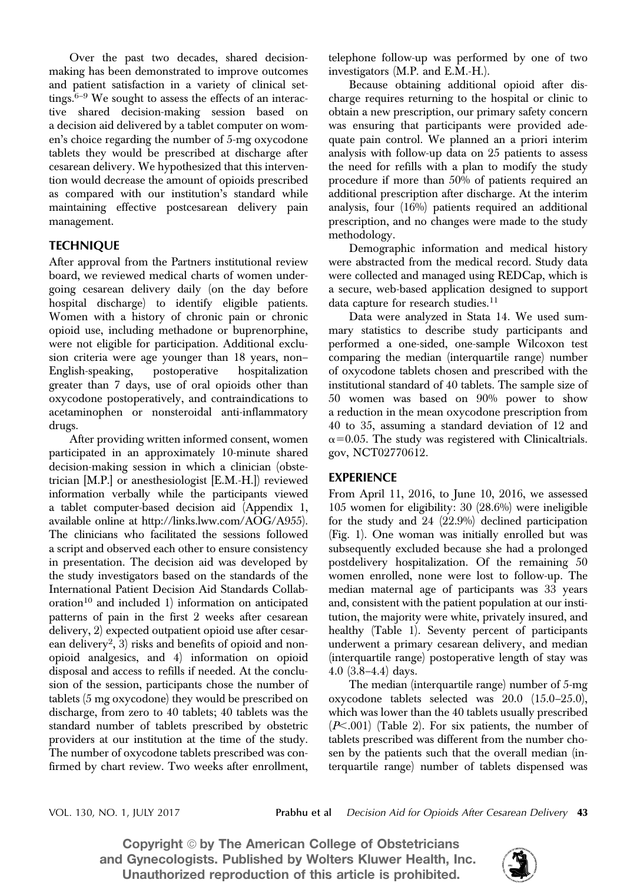Over the past two decades, shared decision-making has been demonstrated to improve outcomes and patient satisfaction in a variety of clinical settings.[6–9] We sought to assess the effects of an interactive shared decision-making session based on a decision aid delivered by a tablet computer on women's choice regarding the number of 5-mg oxycodone tablets they would be prescribed at discharge after cesarean delivery. We hypothesized that this intervention would decrease the amount of opioids prescribed as compared with our institution's standard while maintaining effective postcesarean delivery pain management.

## TECHNIQUE

After approval from the Partners institutional review board, we reviewed medical charts of women undergoing cesarean delivery daily (on the day before hospital discharge) to identify eligible patients. Women with a history of chronic pain or chronic opioid use, including methadone or buprenorphine, were not eligible for participation. Additional exclusion criteria were age younger than 18 years, non–English-speaking, postoperative hospitalization greater than 7 days, use of oral opioids other than oxycodone postoperatively, and contraindications to acetaminophen or nonsteroidal anti-inflammatory drugs.

After providing written informed consent, women participated in an approximately 10-minute shared decision-making session in which a clinician (obstetrician [M.P.] or anesthesiologist [E.M.-H.]) reviewed information verbally while the participants viewed a tablet computer-based decision aid (Appendix 1, available online at http://links.lww.com/AOG/A955). The clinicians who facilitated the sessions followed a script and observed each other to ensure consistency in presentation. The decision aid was developed by the study investigators based on the standards of the International Patient Decision Aid Standards Collaboration[10] and included 1) information on anticipated patterns of pain in the first 2 weeks after cesarean delivery, 2) expected outpatient opioid use after cesarean delivery[2], 3) risks and benefits of opioid and nonopioid analgesics, and 4) information on opioid disposal and access to refills if needed. At the conclusion of the session, participants chose the number of tablets (5 mg oxycodone) they would be prescribed on discharge, from zero to 40 tablets; 40 tablets was the standard number of tablets prescribed by obstetric providers at our institution at the time of the study. The number of oxycodone tablets prescribed was confirmed by chart review. Two weeks after enrollment, telephone follow-up was performed by one of two investigators (M.P. and E.M.-H.).

Because obtaining additional opioid after discharge requires returning to the hospital or clinic to obtain a new prescription, our primary safety concern was ensuring that participants were provided adequate pain control. We planned an a priori interim analysis with follow-up data on 25 patients to assess the need for refills with a plan to modify the study procedure if more than 50% of patients required an additional prescription after discharge. At the interim analysis, four (16%) patients required an additional prescription, and no changes were made to the study methodology.

Demographic information and medical history were abstracted from the medical record. Study data were collected and managed using REDCap, which is a secure, web-based application designed to support data capture for research studies.[11]

Data were analyzed in Stata 14. We used summary statistics to describe study participants and performed a one-sided, one-sample Wilcoxon test comparing the median (interquartile range) number of oxycodone tablets chosen and prescribed with the institutional standard of 40 tablets. The sample size of 50 women was based on 90% power to show a reduction in the mean oxycodone prescription from 40 to 35, assuming a standard deviation of 12 and $\alpha=0.05$. The study was registered with Clinicaltrials.gov, NCT02770612.

## EXPERIENCE

From April 11, 2016, to June 10, 2016, we assessed 105 women for eligibility: 30 (28.6%) were ineligible for the study and 24 (22.9%) declined participation (Fig. 1). One woman was initially enrolled but was subsequently excluded because she had a prolonged postdelivery hospitalization. Of the remaining 50 women enrolled, none were lost to follow-up. The median maternal age of participants was 33 years and, consistent with the patient population at our institution, the majority were white, privately insured, and healthy (Table 1). Seventy percent of participants underwent a primary cesarean delivery, and median (interquartile range) postoperative length of stay was 4.0 (3.8–4.4) days.

The median (interquartile range) number of 5-mg oxycodone tablets selected was 20.0 (15.0–25.0), which was lower than the 40 tablets usually prescribed ($P<.001$) (Table 2). For six patients, the number of tablets prescribed was different from the number chosen by the patients such that the overall median (interquartile range) number of tablets dispensed was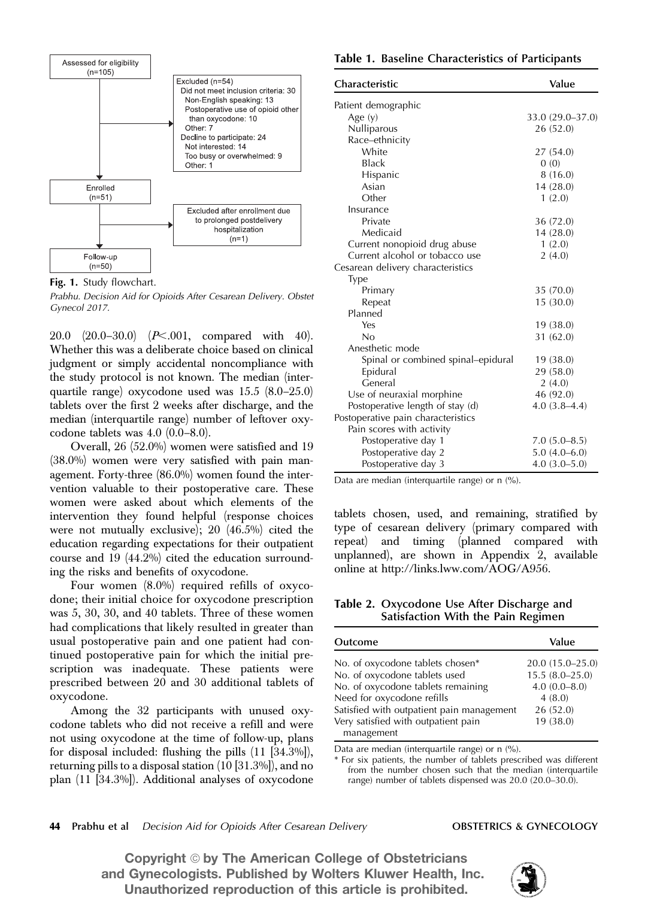Assessed for eligibility (n=105)

Excluded (n=54)
- Did not meet inclusion criteria: 30
  - Non-English speaking: 13
  - Postoperative use of opioid other than oxycodone: 10
  - Other: 7
- Decline to participate: 24
  - Not interested: 14
  - Too busy or overwhelmed: 9
  - Other: 1

Enrolled (n=51)

Excluded after enrollment due to prolonged postdelivery hospitalization (n=1)

Follow-up (n=50)

**Fig. 1.** Study flowchart.

*Prabhu. Decision Aid for Opioids After Cesarean Delivery. Obstet Gynecol 2017.*

20.0 (20.0–30.0) ($P<.001$, compared with 40). Whether this was a deliberate choice based on clinical judgment or simply accidental noncompliance with the study protocol is not known. The median (interquartile range) oxycodone used was 15.5 (8.0–25.0) tablets over the first 2 weeks after discharge, and the median (interquartile range) number of leftover oxycodone tablets was 4.0 (0.0–8.0).

Overall, 26 (52.0%) women were satisfied and 19 (38.0%) women were very satisfied with pain management. Forty-three (86.0%) women found the intervention valuable to their postoperative care. These women were asked about which elements of the intervention they found helpful (response choices were not mutually exclusive); 20 (46.5%) cited the education regarding expectations for their outpatient course and 19 (44.2%) cited the education surrounding the risks and benefits of oxycodone.

Four women (8.0%) required refills of oxycodone; their initial choice for oxycodone prescription was 5, 30, 30, and 40 tablets. Three of these women had complications that likely resulted in greater than usual postoperative pain and one patient had continued postoperative pain for which the initial prescription was inadequate. These patients were prescribed between 20 and 30 additional tablets of oxycodone.

Among the 32 participants with unused oxycodone tablets who did not receive a refill and were not using oxycodone at the time of follow-up, plans for disposal included: flushing the pills (11 [34.3%]), returning pills to a disposal station (10 [31.3%]), and no plan (11 [34.3%]). Additional analyses of oxycodone tablets chosen, used, and remaining, stratified by type of cesarean delivery (primary compared with repeat) and timing (planned compared with unplanned), are shown in Appendix 2, available online at http://links.lww.com/AOG/A956.

**Table 1. Baseline Characteristics of Participants**

| Characteristic | Value |
|---|---|
| Patient demographic | |
| Age (y) | 33.0 (29.0–37.0) |
| Nulliparous | 26 (52.0) |
| Race–ethnicity | |
| White | 27 (54.0) |
| Black | 0 (0) |
| Hispanic | 8 (16.0) |
| Asian | 14 (28.0) |
| Other | 1 (2.0) |
| Insurance | |
| Private | 36 (72.0) |
| Medicaid | 14 (28.0) |
| Current nonopioid drug abuse | 1 (2.0) |
| Current alcohol or tobacco use | 2 (4.0) |
| Cesarean delivery characteristics | |
| Type | |
| Primary | 35 (70.0) |
| Repeat | 15 (30.0) |
| Planned | |
| Yes | 19 (38.0) |
| No | 31 (62.0) |
| Anesthetic mode | |
| Spinal or combined spinal–epidural | 19 (38.0) |
| Epidural | 29 (58.0) |
| General | 2 (4.0) |
| Use of neuraxial morphine | 46 (92.0) |
| Postoperative length of stay (d) | 4.0 (3.8–4.4) |
| Postoperative pain characteristics | |
| Pain scores with activity | |
| Postoperative day 1 | 7.0 (5.0–8.5) |
| Postoperative day 2 | 5.0 (4.0–6.0) |
| Postoperative day 3 | 4.0 (3.0–5.0) |

Data are median (interquartile range) or n (%).

**Table 2. Oxycodone Use After Discharge and Satisfaction With the Pain Regimen**

| Outcome | Value |
|---|---|
| No. of oxycodone tablets chosen* | 20.0 (15.0–25.0) |
| No. of oxycodone tablets used | 15.5 (8.0–25.0) |
| No. of oxycodone tablets remaining | 4.0 (0.0–8.0) |
| Need for oxycodone refills | 4 (8.0) |
| Satisfied with outpatient pain management | 26 (52.0) |
| Very satisfied with outpatient pain management | 19 (38.0) |

Data are median (interquartile range) or n (%).

* For six patients, the number of tablets prescribed was different from the number chosen such that the median (interquartile range) number of tablets dispensed was 20.0 (20.0–30.0).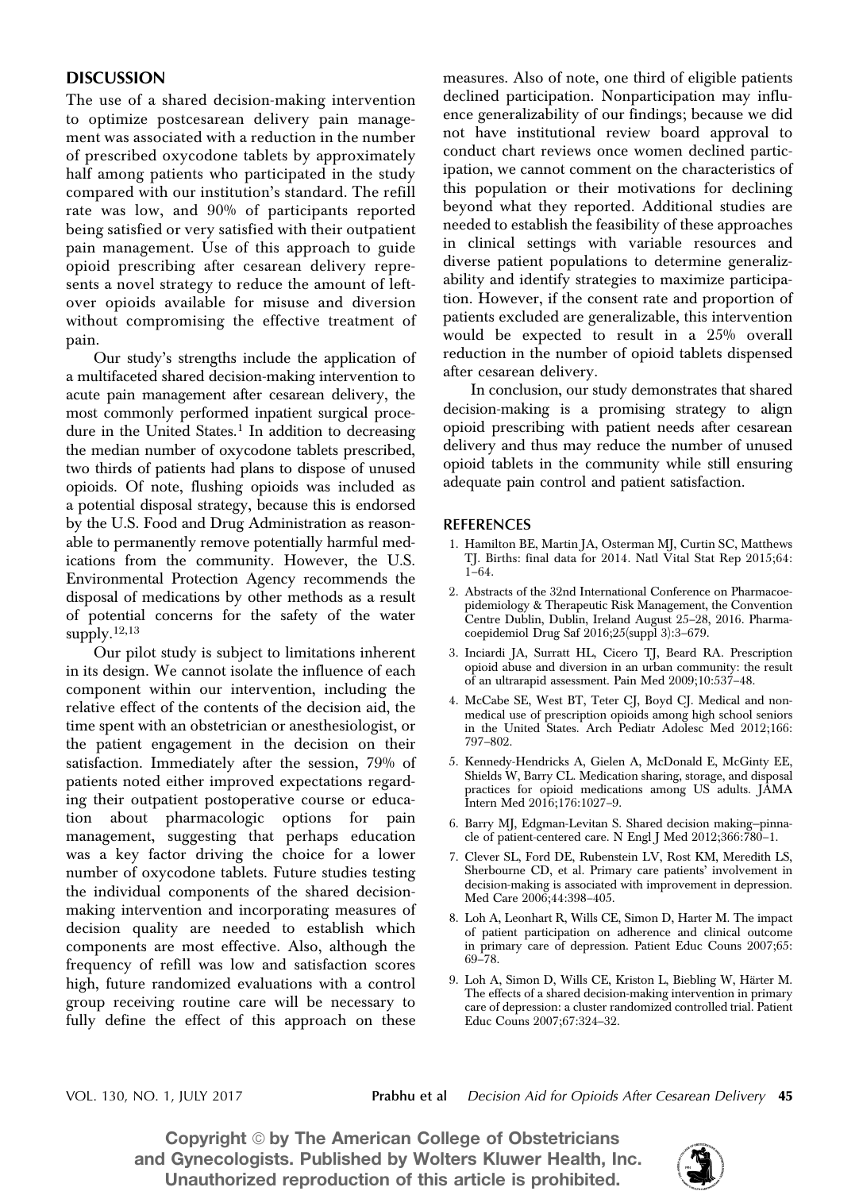## DISCUSSION

The use of a shared decision-making intervention to optimize postcesarean delivery pain management was associated with a reduction in the number of prescribed oxycodone tablets by approximately half among patients who participated in the study compared with our institution's standard. The refill rate was low, and 90% of participants reported being satisfied or very satisfied with their outpatient pain management. Use of this approach to guide opioid prescribing after cesarean delivery represents a novel strategy to reduce the amount of leftover opioids available for misuse and diversion without compromising the effective treatment of pain.

Our study's strengths include the application of a multifaceted shared decision-making intervention to acute pain management after cesarean delivery, the most commonly performed inpatient surgical procedure in the United States.[1] In addition to decreasing the median number of oxycodone tablets prescribed, two thirds of patients had plans to dispose of unused opioids. Of note, flushing opioids was included as a potential disposal strategy, because this is endorsed by the U.S. Food and Drug Administration as reasonable to permanently remove potentially harmful medications from the community. However, the U.S. Environmental Protection Agency recommends the disposal of medications by other methods as a result of potential concerns for the safety of the water supply.[12,13]

Our pilot study is subject to limitations inherent in its design. We cannot isolate the influence of each component within our intervention, including the relative effect of the contents of the decision aid, the time spent with an obstetrician or anesthesiologist, or the patient engagement in the decision on their satisfaction. Immediately after the session, 79% of patients noted either improved expectations regarding their outpatient postoperative course or education about pharmacologic options for pain management, suggesting that perhaps education was a key factor driving the choice for a lower number of oxycodone tablets. Future studies testing the individual components of the shared decision-making intervention and incorporating measures of decision quality are needed to establish which components are most effective. Also, although the frequency of refill was low and satisfaction scores high, future randomized evaluations with a control group receiving routine care will be necessary to fully define the effect of this approach on these measures. Also of note, one third of eligible patients declined participation. Nonparticipation may influence generalizability of our findings; because we did not have institutional review board approval to conduct chart reviews once women declined participation, we cannot comment on the characteristics of this population or their motivations for declining beyond what they reported. Additional studies are needed to establish the feasibility of these approaches in clinical settings with variable resources and diverse patient populations to determine generalizability and identify strategies to maximize participation. However, if the consent rate and proportion of patients excluded are generalizable, this intervention would be expected to result in a 25% overall reduction in the number of opioid tablets dispensed after cesarean delivery.

In conclusion, our study demonstrates that shared decision-making is a promising strategy to align opioid prescribing with patient needs after cesarean delivery and thus may reduce the number of unused opioid tablets in the community while still ensuring adequate pain control and patient satisfaction.

## REFERENCES

1. Hamilton BE, Martin JA, Osterman MJ, Curtin SC, Matthews TJ. Births: final data for 2014. Natl Vital Stat Rep 2015;64:1–64.
2. Abstracts of the 32nd International Conference on Pharmacoepidemiology & Therapeutic Risk Management, the Convention Centre Dublin, Dublin, Ireland August 25–28, 2016. Pharmacoepidemiol Drug Saf 2016;25(suppl 3):3–679.
3. Inciardi JA, Surratt HL, Cicero TJ, Beard RA. Prescription opioid abuse and diversion in an urban community: the result of an ultrarapid assessment. Pain Med 2009;10:537–48.
4. McCabe SE, West BT, Teter CJ, Boyd CJ. Medical and nonmedical use of prescription opioids among high school seniors in the United States. Arch Pediatr Adolesc Med 2012;166:797–802.
5. Kennedy-Hendricks A, Gielen A, McDonald E, McGinty EE, Shields W, Barry CL. Medication sharing, storage, and disposal practices for opioid medications among US adults. JAMA Intern Med 2016;176:1027–9.
6. Barry MJ, Edgman-Levitan S. Shared decision making–pinnacle of patient-centered care. N Engl J Med 2012;366:780–1.
7. Clever SL, Ford DE, Rubenstein LV, Rost KM, Meredith LS, Sherbourne CD, et al. Primary care patients' involvement in decision-making is associated with improvement in depression. Med Care 2006;44:398–405.
8. Loh A, Leonhart R, Wills CE, Simon D, Harter M. The impact of patient participation on adherence and clinical outcome in primary care of depression. Patient Educ Couns 2007;65:69–78.
9. Loh A, Simon D, Wills CE, Kriston L, Biebling W, Härter M. The effects of a shared decision-making intervention in primary care of depression: a cluster randomized controlled trial. Patient Educ Couns 2007;67:324–32.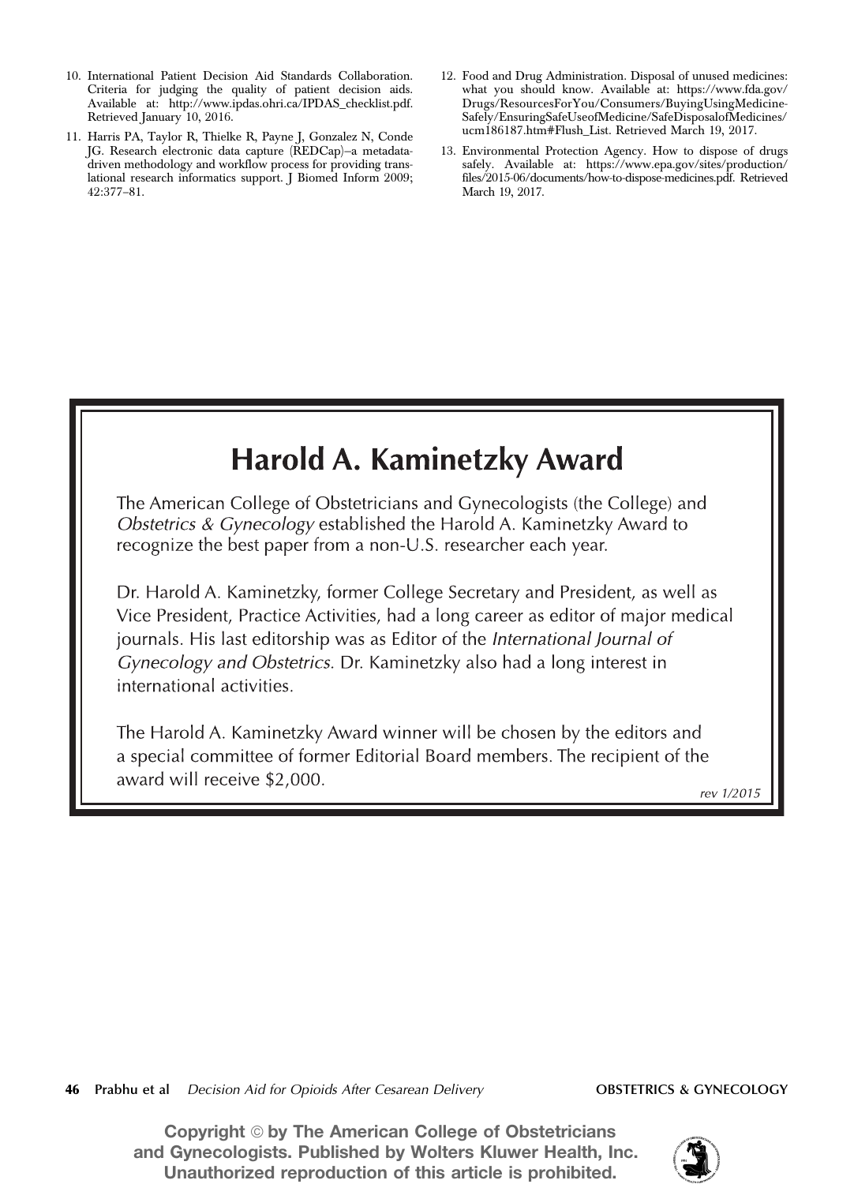10. International Patient Decision Aid Standards Collaboration. Criteria for judging the quality of patient decision aids. Available at: http://www.ipdas.ohri.ca/IPDAS_checklist.pdf. Retrieved January 10, 2016.
11. Harris PA, Taylor R, Thielke R, Payne J, Gonzalez N, Conde JG. Research electronic data capture (REDCap)–a metadata-driven methodology and workflow process for providing translational research informatics support. J Biomed Inform 2009;42:377–81.
12. Food and Drug Administration. Disposal of unused medicines: what you should know. Available at: https://www.fda.gov/Drugs/ResourcesForYou/Consumers/BuyingUsingMedicineSafely/EnsuringSafeUseofMedicine/SafeDisposalofMedicines/ucm186187.htm#Flush_List. Retrieved March 19, 2017.
13. Environmental Protection Agency. How to dispose of drugs safely. Available at: https://www.epa.gov/sites/production/files/2015-06/documents/how-to-dispose-medicines.pdf. Retrieved March 19, 2017.

# Harold A. Kaminetzky Award

The American College of Obstetricians and Gynecologists (the College) and *Obstetrics & Gynecology* established the Harold A. Kaminetzky Award to recognize the best paper from a non-U.S. researcher each year.

Dr. Harold A. Kaminetzky, former College Secretary and President, as well as Vice President, Practice Activities, had a long career as editor of major medical journals. His last editorship was as Editor of the *International Journal of Gynecology and Obstetrics.* Dr. Kaminetzky also had a long interest in international activities.

The Harold A. Kaminetzky Award winner will be chosen by the editors and a special committee of former Editorial Board members. The recipient of the award will receive $2,000.

*rev 1/2015*

**Copyright © by The American College of Obstetricians and Gynecologists. Published by Wolters Kluwer Health, Inc. Unauthorized reproduction of this article is prohibited.**